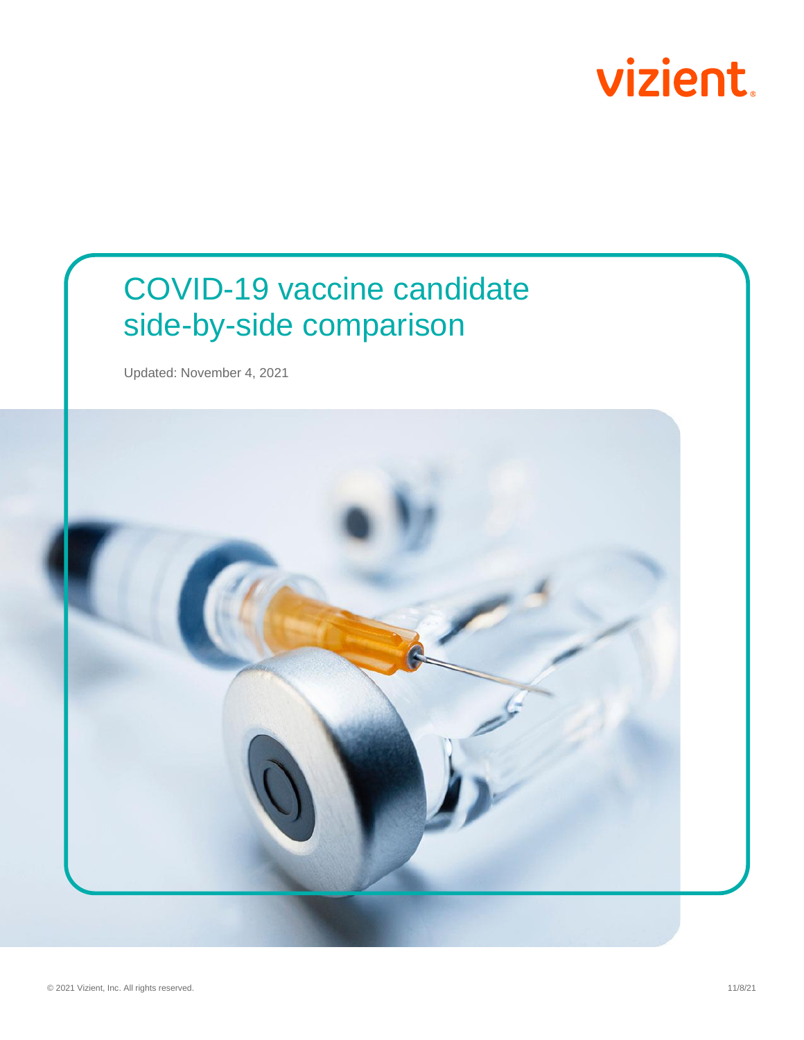vizient

# COVID-19 vaccine candidate side-by-side comparison

Updated: November 4, 2021

© 2021 Vizient, Inc. All rights reserved.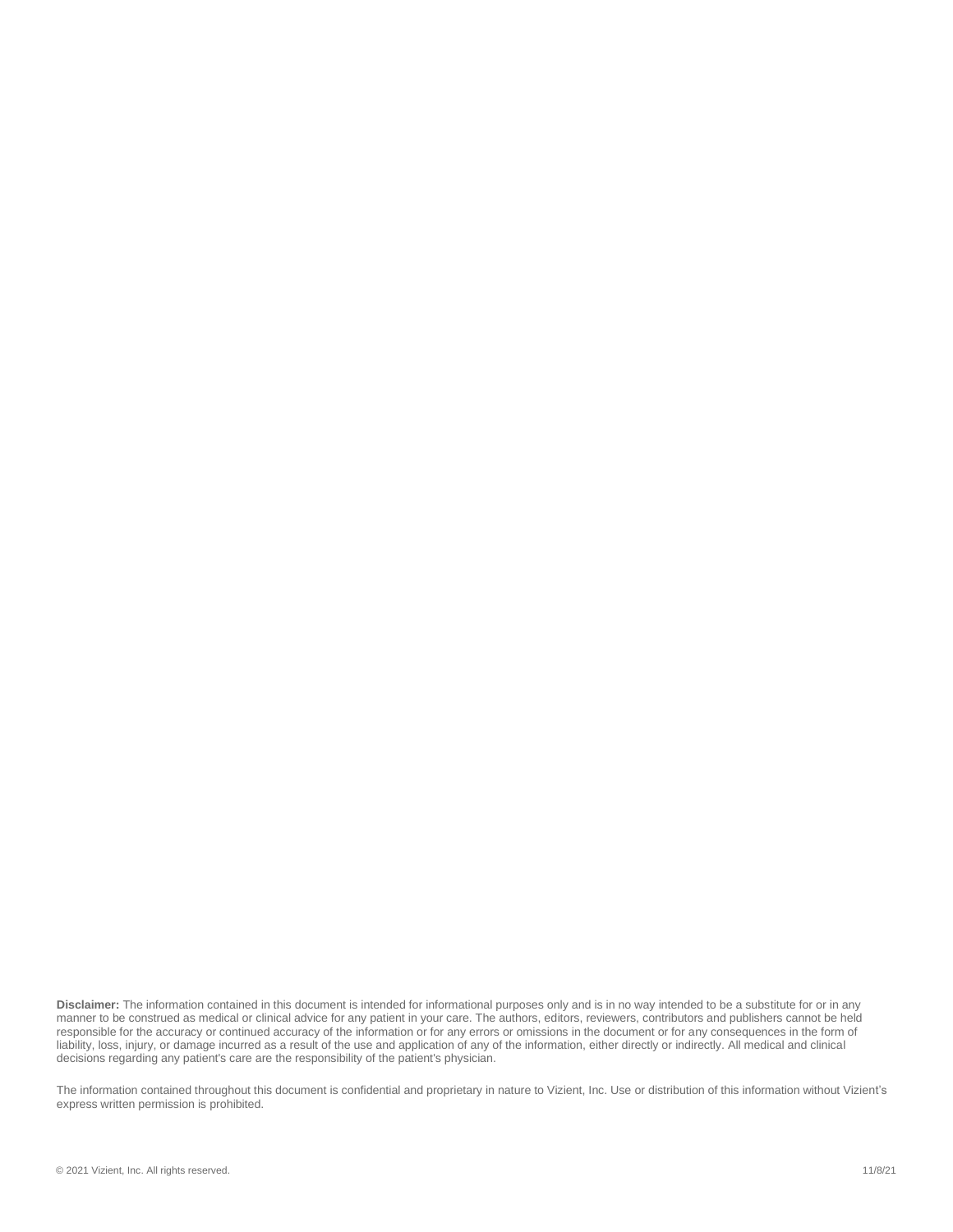**Disclaimer:** The information contained in this document is intended for informational purposes only and is in no way intended to be a substitute for or in any manner to be construed as medical or clinical advice for any patient in your care. The authors, editors, reviewers, contributors and publishers cannot be held responsible for the accuracy or continued accuracy of the information or for any errors or omissions in the document or for any consequences in the form of liability, loss, injury, or damage incurred as a result of the use and application of any of the information, either directly or indirectly. All medical and clinical decisions regarding any patient's care are the responsibility of the patient's physician.

The information contained throughout this document is confidential and proprietary in nature to Vizient, Inc. Use or distribution of this information without Vizient's express written permission is prohibited.

© 2021 Vizient, Inc. All rights reserved. 11/8/21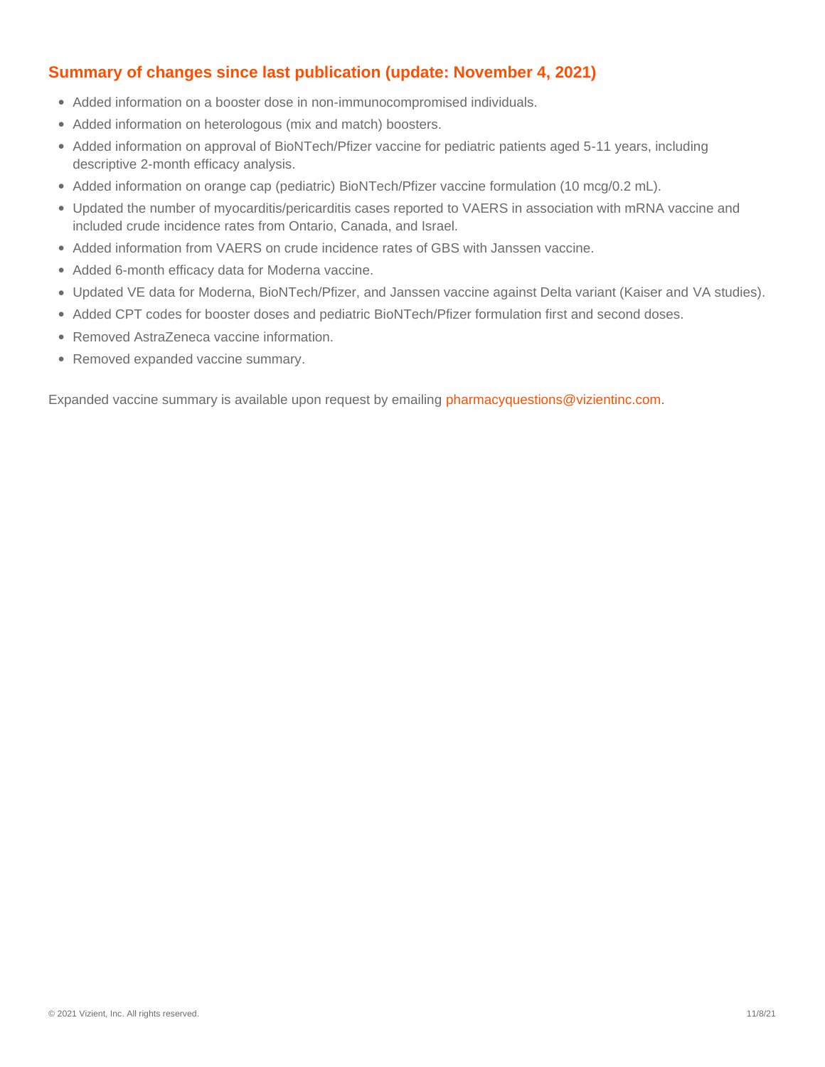## Summary of changes since last publication (update: November 4, 2021)

- Added information on a booster dose in non-immunocompromised individuals.
- Added information on heterologous (mix and match) boosters.
- Added information on approval of BioNTech/Pfizer vaccine for pediatric patients aged 5-11 years, including descriptive 2-month efficacy analysis.
- Added information on orange cap (pediatric) BioNTech/Pfizer vaccine formulation (10 mcg/0.2 mL).
- Updated the number of myocarditis/pericarditis cases reported to VAERS in association with mRNA vaccine and included crude incidence rates from Ontario, Canada, and Israel.
- Added information from VAERS on crude incidence rates of GBS with Janssen vaccine.
- Added 6-month efficacy data for Moderna vaccine.
- Updated VE data for Moderna, BioNTech/Pfizer, and Janssen vaccine against Delta variant (Kaiser and VA studies).
- Added CPT codes for booster doses and pediatric BioNTech/Pfizer formulation first and second doses.
- Removed AstraZeneca vaccine information.
- Removed expanded vaccine summary.

Expanded vaccine summary is available upon request by emailing pharmacyquestions@vizientinc.com.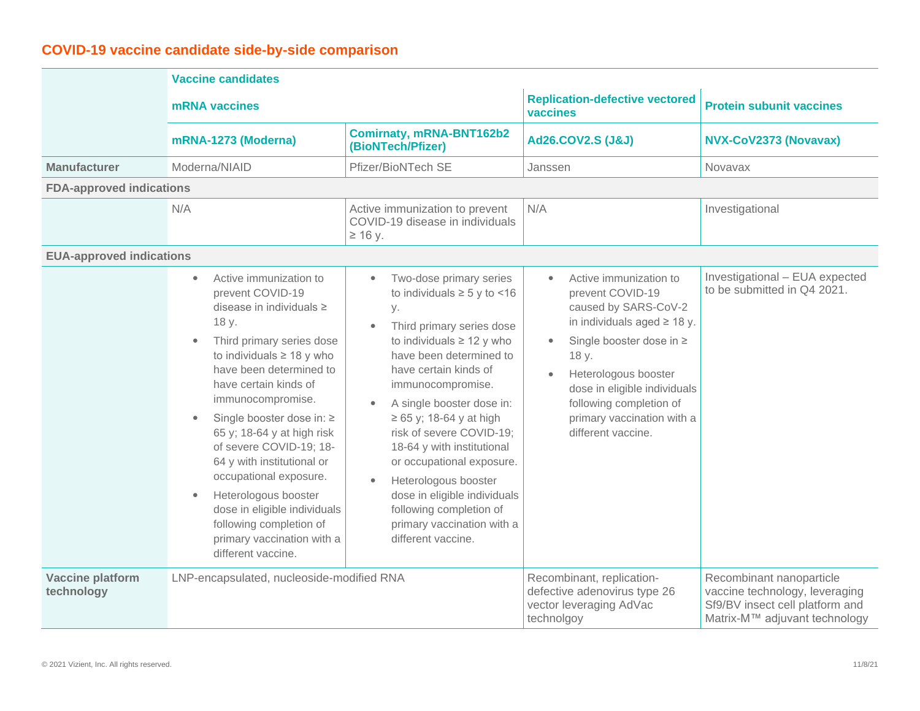## COVID-19 vaccine candidate side-by-side comparison

| | Vaccine candidates | | | |
|---|---|---|---|---|
| | mRNA vaccines | | Replication-defective vectored vaccines | Protein subunit vaccines |
| | **mRNA-1273 (Moderna)** | **Comirnaty, mRNA-BNT162b2 (BioNTech/Pfizer)** | **Ad26.COV2.S (J&J)** | **NVX-CoV2373 (Novavax)** |
| **Manufacturer** | Moderna/NIAID | Pfizer/BioNTech SE | Janssen | Novavax |
| **FDA-approved indications** | | | | |
| | N/A | Active immunization to prevent COVID-19 disease in individuals ≥ 16 y. | N/A | Investigational |
| **EUA-approved indications** | | | | |
| | • Active immunization to prevent COVID-19 disease in individuals ≥ 18 y.<br>• Third primary series dose to individuals ≥ 18 y who have been determined to have certain kinds of immunocompromise.<br>• Single booster dose in: ≥ 65 y; 18-64 y at high risk of severe COVID-19; 18-64 y with institutional or occupational exposure.<br>• Heterologous booster dose in eligible individuals following completion of primary vaccination with a different vaccine. | • Two-dose primary series to individuals ≥ 5 y to <16 y.<br>• Third primary series dose to individuals ≥ 12 y who have been determined to have certain kinds of immunocompromise.<br>• A single booster dose in: ≥ 65 y; 18-64 y at high risk of severe COVID-19; 18-64 y with institutional or occupational exposure.<br>• Heterologous booster dose in eligible individuals following completion of primary vaccination with a different vaccine. | • Active immunization to prevent COVID-19 caused by SARS-CoV-2 in individuals aged ≥ 18 y.<br>• Single booster dose in ≥ 18 y.<br>• Heterologous booster dose in eligible individuals following completion of primary vaccination with a different vaccine. | Investigational – EUA expected to be submitted in Q4 2021. |
| **Vaccine platform technology** | LNP-encapsulated, nucleoside-modified RNA | | Recombinant, replication-defective adenovirus type 26 vector leveraging AdVac technolgoy | Recombinant nanoparticle vaccine technology, leveraging Sf9/BV insect cell platform and Matrix-M™ adjuvant technology |

© 2021 Vizient, Inc. All rights reserved. 11/8/21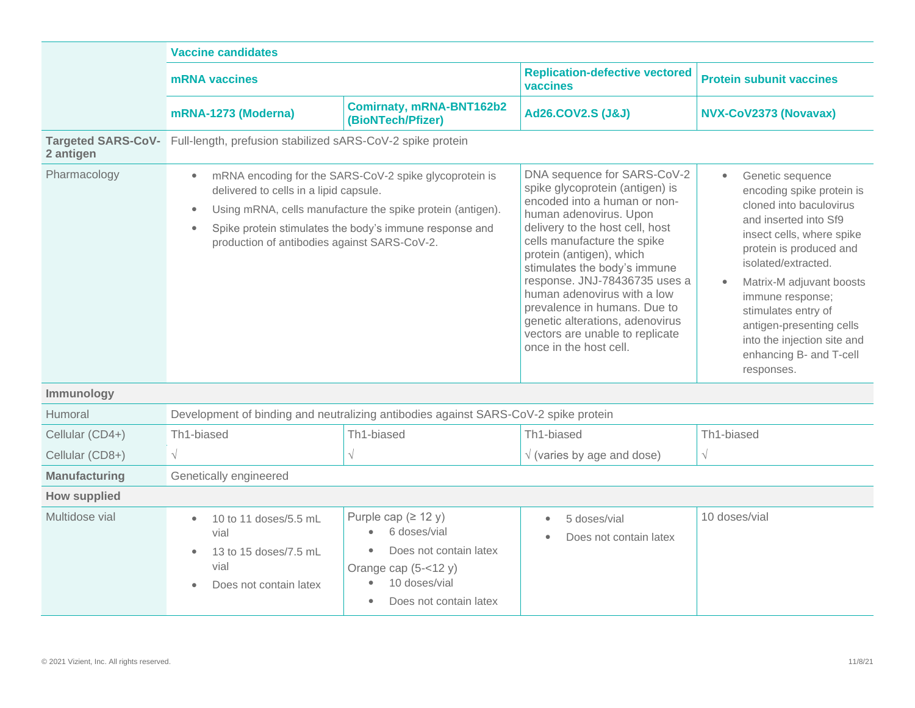| | Vaccine candidates | | | |
|---|---|---|---|---|
| | mRNA vaccines | | Replication-defective vectored vaccines | Protein subunit vaccines |
| | **mRNA-1273 (Moderna)** | **Comirnaty, mRNA-BNT162b2 (BioNTech/Pfizer)** | **Ad26.COV2.S (J&J)** | **NVX-CoV2373 (Novavax)** |
| **Targeted SARS-CoV-2 antigen** | Full-length, prefusion stabilized sARS-CoV-2 spike protein | | | |
| Pharmacology | • mRNA encoding for the SARS-CoV-2 spike glycoprotein is delivered to cells in a lipid capsule.<br>• Using mRNA, cells manufacture the spike protein (antigen).<br>• Spike protein stimulates the body's immune response and production of antibodies against SARS-CoV-2. | | DNA sequence for SARS-CoV-2 spike glycoprotein (antigen) is encoded into a human or non-human adenovirus. Upon delivery to the host cell, host cells manufacture the spike protein (antigen), which stimulates the body's immune response. JNJ-78436735 uses a human adenovirus with a low prevalence in humans. Due to genetic alterations, adenovirus vectors are unable to replicate once in the host cell. | • Genetic sequence encoding spike protein is cloned into baculovirus and inserted into Sf9 insect cells, where spike protein is produced and isolated/extracted.<br>• Matrix-M adjuvant boosts immune response; stimulates entry of antigen-presenting cells into the injection site and enhancing B- and T-cell responses. |
| **Immunology** | | | | |
| Humoral | Development of binding and neutralizing antibodies against SARS-CoV-2 spike protein | | | |
| Cellular (CD4+) | Th1-biased | Th1-biased | Th1-biased | Th1-biased |
| Cellular (CD8+) | √ | √ | √ (varies by age and dose) | √ |
| **Manufacturing** | Genetically engineered | | | |
| **How supplied** | | | | |
| Multidose vial | • 10 to 11 doses/5.5 mL vial<br>• 13 to 15 doses/7.5 mL vial<br>• Does not contain latex | Purple cap (≥ 12 y)<br>• 6 doses/vial<br>• Does not contain latex<br>Orange cap (5-<12 y)<br>• 10 doses/vial<br>• Does not contain latex | • 5 doses/vial<br>• Does not contain latex | 10 doses/vial |

© 2021 Vizient, Inc. All rights reserved.

11/8/21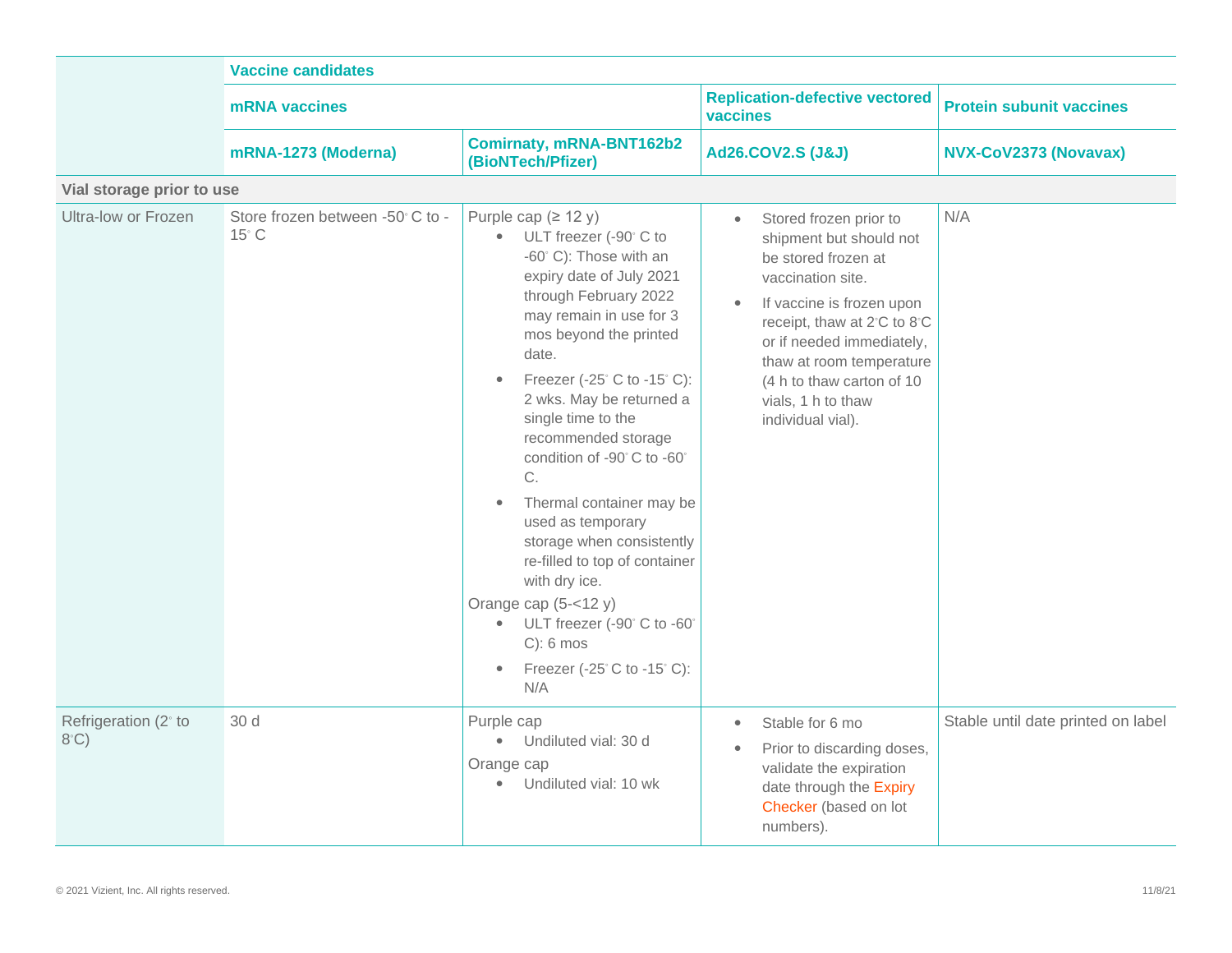| | Vaccine candidates | | | |
|---|---|---|---|---|
| | mRNA vaccines | | Replication-defective vectored vaccines | Protein subunit vaccines |
| | mRNA-1273 (Moderna) | Comirnaty, mRNA-BNT162b2 (BioNTech/Pfizer) | Ad26.COV2.S (J&J) | NVX-CoV2373 (Novavax) |
| **Vial storage prior to use** | | | | |
| Ultra-low or Frozen | Store frozen between -50° C to -15° C | Purple cap (≥ 12 y)<br>• ULT freezer (-90° C to -60° C): Those with an expiry date of July 2021 through February 2022 may remain in use for 3 mos beyond the printed date.<br>• Freezer (-25° C to -15° C): 2 wks. May be returned a single time to the recommended storage condition of -90° C to -60° C.<br>• Thermal container may be used as temporary storage when consistently re-filled to top of container with dry ice.<br>Orange cap (5-<12 y)<br>• ULT freezer (-90° C to -60° C): 6 mos<br>• Freezer (-25° C to -15° C): N/A | • Stored frozen prior to shipment but should not be stored frozen at vaccination site.<br>• If vaccine is frozen upon receipt, thaw at 2°C to 8°C or if needed immediately, thaw at room temperature (4 h to thaw carton of 10 vials, 1 h to thaw individual vial). | N/A |
| Refrigeration (2° to 8°C) | 30 d | Purple cap<br>• Undiluted vial: 30 d<br>Orange cap<br>• Undiluted vial: 10 wk | • Stable for 6 mo<br>• Prior to discarding doses, validate the expiration date through the Expiry Checker (based on lot numbers). | Stable until date printed on label |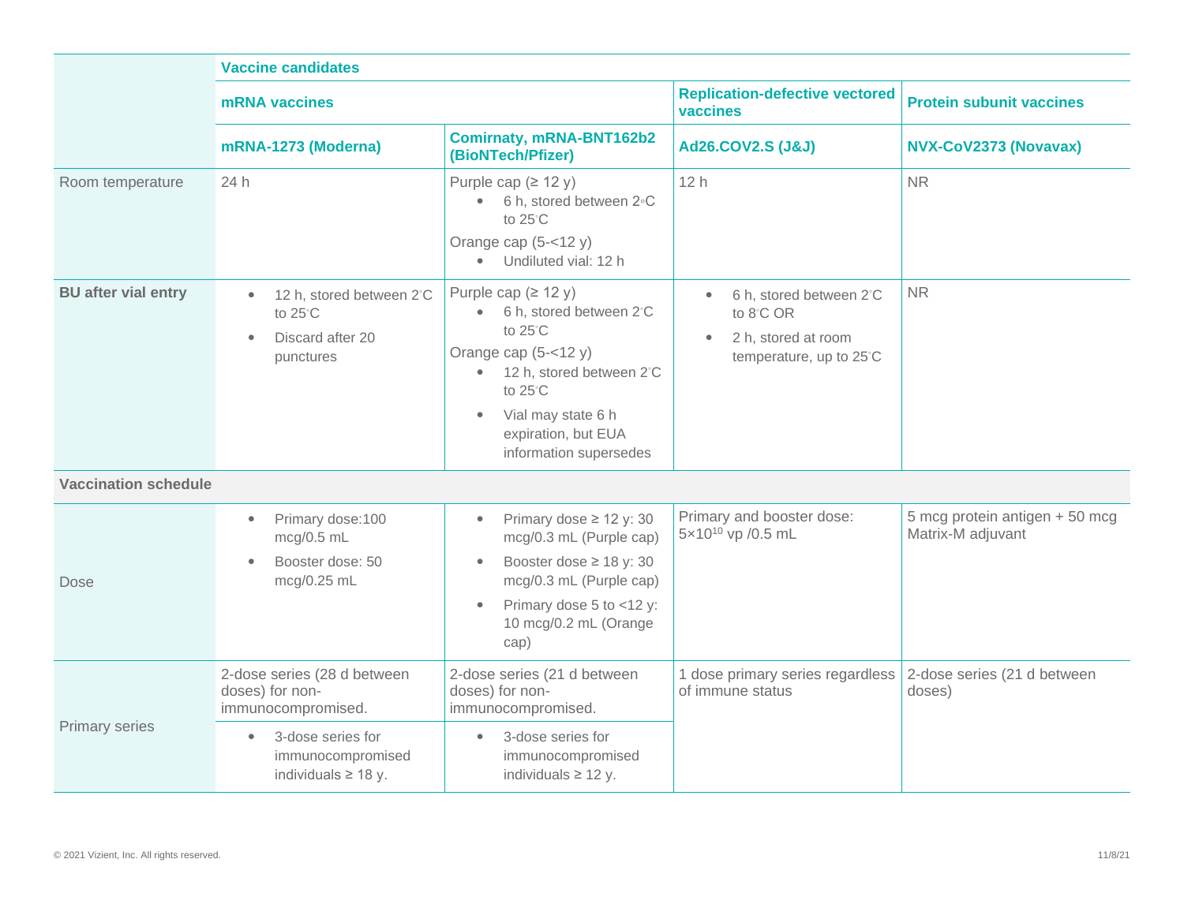| | Vaccine candidates | | | |
|---|---|---|---|---|
| | mRNA vaccines | | Replication-defective vectored vaccines | Protein subunit vaccines |
| | mRNA-1273 (Moderna) | Comirnaty, mRNA-BNT162b2 (BioNTech/Pfizer) | Ad26.COV2.S (J&J) | NVX-CoV2373 (Novavax) |
| Room temperature | 24 h | Purple cap (≥ 12 y)<br>• 6 h, stored between 2°C to 25°C<br>Orange cap (5-<12 y)<br>• Undiluted vial: 12 h | 12 h | NR |
| **BU after vial entry** | • 12 h, stored between 2°C to 25°C<br>• Discard after 20 punctures | Purple cap (≥ 12 y)<br>• 6 h, stored between 2°C to 25°C<br>Orange cap (5-<12 y)<br>• 12 h, stored between 2°C to 25°C<br>• Vial may state 6 h expiration, but EUA information supersedes | • 6 h, stored between 2°C to 8°C OR<br>• 2 h, stored at room temperature, up to 25°C | NR |
| **Vaccination schedule** | | | | |
| Dose | • Primary dose:100 mcg/0.5 mL<br>• Booster dose: 50 mcg/0.25 mL | • Primary dose ≥ 12 y: 30 mcg/0.3 mL (Purple cap)<br>• Booster dose ≥ 18 y: 30 mcg/0.3 mL (Purple cap)<br>• Primary dose 5 to <12 y: 10 mcg/0.2 mL (Orange cap) | Primary and booster dose: $5 \times 10^{10}$ vp /0.5 mL | 5 mcg protein antigen + 50 mcg Matrix-M adjuvant |
| Primary series | 2-dose series (28 d between doses) for non-immunocompromised.<br>• 3-dose series for immunocompromised individuals ≥ 18 y. | 2-dose series (21 d between doses) for non-immunocompromised.<br>• 3-dose series for immunocompromised individuals ≥ 12 y. | 1 dose primary series regardless of immune status | 2-dose series (21 d between doses) |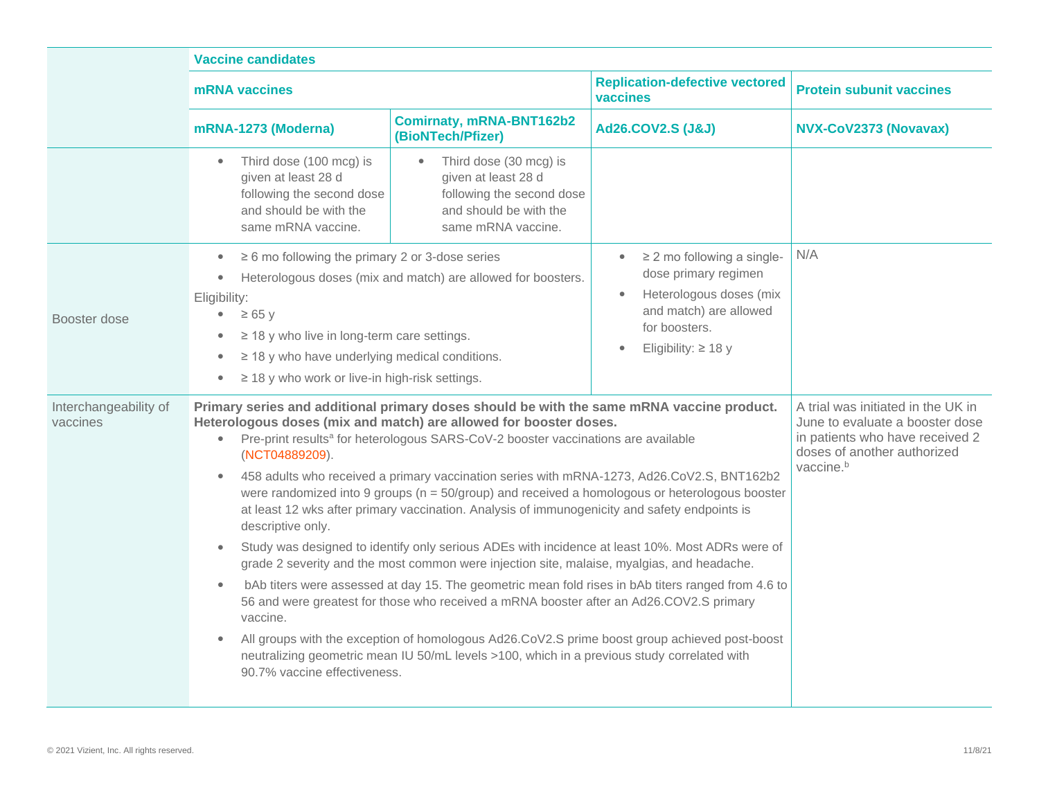| | Vaccine candidates | | | |
|---|---|---|---|---|
| | mRNA vaccines | | Replication-defective vectored vaccines | Protein subunit vaccines |
| | mRNA-1273 (Moderna) | Comirnaty, mRNA-BNT162b2 (BioNTech/Pfizer) | Ad26.COV2.S (J&J) | NVX-CoV2373 (Novavax) |
| | • Third dose (100 mcg) is given at least 28 d following the second dose and should be with the same mRNA vaccine. | • Third dose (30 mcg) is given at least 28 d following the second dose and should be with the same mRNA vaccine. | | |
| Booster dose | • ≥ 6 mo following the primary 2 or 3-dose series<br>• Heterologous doses (mix and match) are allowed for boosters.<br>Eligibility:<br>• ≥ 65 y<br>• ≥ 18 y who live in long-term care settings.<br>• ≥ 18 y who have underlying medical conditions.<br>• ≥ 18 y who work or live-in high-risk settings. | | • ≥ 2 mo following a single-dose primary regimen<br>• Heterologous doses (mix and match) are allowed for boosters.<br>• Eligibility: ≥ 18 y | N/A |
| Interchangeability of vaccines | **Primary series and additional primary doses should be with the same mRNA vaccine product. Heterologous doses (mix and match) are allowed for booster doses.**<br>• Pre-print results[a] for heterologous SARS-CoV-2 booster vaccinations are available (NCT04889209).<br>• 458 adults who received a primary vaccination series with mRNA-1273, Ad26.CoV2.S, BNT162b2 were randomized into 9 groups (n = 50/group) and received a homologous or heterologous booster at least 12 wks after primary vaccination. Analysis of immunogenicity and safety endpoints is descriptive only.<br>• Study was designed to identify only serious ADEs with incidence at least 10%. Most ADRs were of grade 2 severity and the most common were injection site, malaise, myalgias, and headache.<br>• bAb titers were assessed at day 15. The geometric mean fold rises in bAb titers ranged from 4.6 to 56 and were greatest for those who received a mRNA booster after an Ad26.COV2.S primary vaccine.<br>• All groups with the exception of homologous Ad26.CoV2.S prime boost group achieved post-boost neutralizing geometric mean IU 50/mL levels >100, which in a previous study correlated with 90.7% vaccine effectiveness. | | | A trial was initiated in the UK in June to evaluate a booster dose in patients who have received 2 doses of another authorized vaccine.[b] |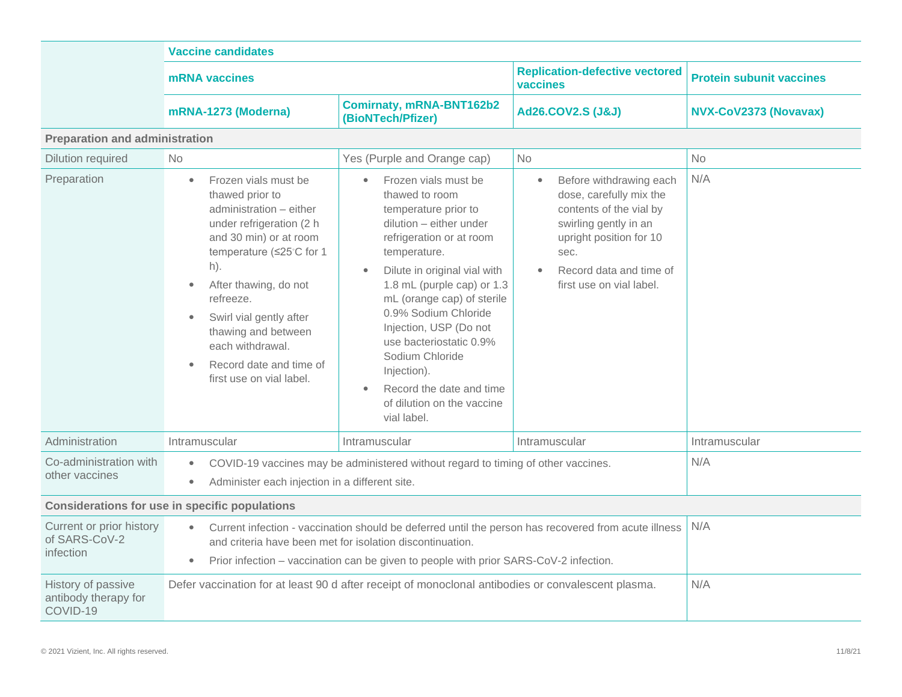| | Vaccine candidates | | | |
|---|---|---|---|---|
| | mRNA vaccines | | Replication-defective vectored vaccines | Protein subunit vaccines |
| | mRNA-1273 (Moderna) | Comirnaty, mRNA-BNT162b2 (BioNTech/Pfizer) | Ad26.COV2.S (J&J) | NVX-CoV2373 (Novavax) |
| **Preparation and administration** | | | | |
| Dilution required | No | Yes (Purple and Orange cap) | No | No |
| Preparation | • Frozen vials must be thawed prior to administration – either under refrigeration (2 h and 30 min) or at room temperature (≤25◦C for 1 h).<br>• After thawing, do not refreeze.<br>• Swirl vial gently after thawing and between each withdrawal.<br>• Record date and time of first use on vial label. | • Frozen vials must be thawed to room temperature prior to dilution – either under refrigeration or at room temperature.<br>• Dilute in original vial with 1.8 mL (purple cap) or 1.3 mL (orange cap) of sterile 0.9% Sodium Chloride Injection, USP (Do not use bacteriostatic 0.9% Sodium Chloride Injection).<br>• Record the date and time of dilution on the vaccine vial label. | • Before withdrawing each dose, carefully mix the contents of the vial by swirling gently in an upright position for 10 sec.<br>• Record data and time of first use on vial label. | N/A |
| Administration | Intramuscular | Intramuscular | Intramuscular | Intramuscular |
| Co-administration with other vaccines | • COVID-19 vaccines may be administered without regard to timing of other vaccines.<br>• Administer each injection in a different site. | | | N/A |
| **Considerations for use in specific populations** | | | | |
| Current or prior history of SARS-CoV-2 infection | • Current infection - vaccination should be deferred until the person has recovered from acute illness and criteria have been met for isolation discontinuation.<br>• Prior infection – vaccination can be given to people with prior SARS-CoV-2 infection. | | | N/A |
| History of passive antibody therapy for COVID-19 | Defer vaccination for at least 90 d after receipt of monoclonal antibodies or convalescent plasma. | | | N/A |

© 2021 Vizient, Inc. All rights reserved.

11/8/21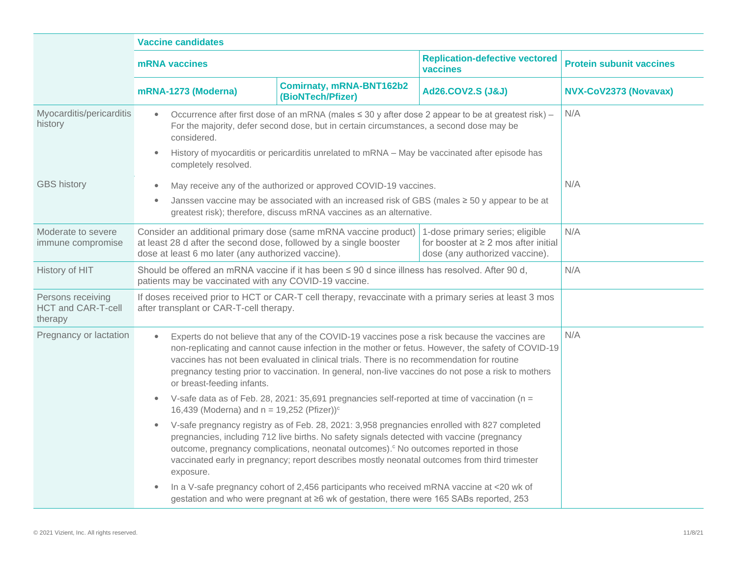| | Vaccine candidates | | | |
|---|---|---|---|---|
| | mRNA vaccines | | Replication-defective vectored vaccines | Protein subunit vaccines |
| | mRNA-1273 (Moderna) | Comirnaty, mRNA-BNT162b2 (BioNTech/Pfizer) | Ad26.COV2.S (J&J) | NVX-CoV2373 (Novavax) |
| Myocarditis/pericarditis history | • Occurrence after first dose of an mRNA (males ≤ 30 y after dose 2 appear to be at greatest risk) – For the majority, defer second dose, but in certain circumstances, a second dose may be considered.<br>• History of myocarditis or pericarditis unrelated to mRNA – May be vaccinated after episode has completely resolved. | | | N/A |
| GBS history | • May receive any of the authorized or approved COVID-19 vaccines.<br>• Janssen vaccine may be associated with an increased risk of GBS (males ≥ 50 y appear to be at greatest risk); therefore, discuss mRNA vaccines as an alternative. | | | N/A |
| Moderate to severe immune compromise | Consider an additional primary dose (same mRNA vaccine product) at least 28 d after the second dose, followed by a single booster dose at least 6 mo later (any authorized vaccine). | | 1-dose primary series; eligible for booster at ≥ 2 mos after initial dose (any authorized vaccine). | N/A |
| History of HIT | Should be offered an mRNA vaccine if it has been ≤ 90 d since illness has resolved. After 90 d, patients may be vaccinated with any COVID-19 vaccine. | | | N/A |
| Persons receiving HCT and CAR-T-cell therapy | If doses received prior to HCT or CAR-T cell therapy, revaccinate with a primary series at least 3 mos after transplant or CAR-T-cell therapy. | | | |
| Pregnancy or lactation | • Experts do not believe that any of the COVID-19 vaccines pose a risk because the vaccines are non-replicating and cannot cause infection in the mother or fetus. However, the safety of COVID-19 vaccines has not been evaluated in clinical trials. There is no recommendation for routine pregnancy testing prior to vaccination. In general, non-live vaccines do not pose a risk to mothers or breast-feeding infants.<br>• V-safe data as of Feb. 28, 2021: 35,691 pregnancies self-reported at time of vaccination (n = 16,439 (Moderna) and n = 19,252 (Pfizer))[c]<br>• V-safe pregnancy registry as of Feb. 28, 2021: 3,958 pregnancies enrolled with 827 completed pregnancies, including 712 live births. No safety signals detected with vaccine (pregnancy outcome, pregnancy complications, neonatal outcomes).[c] No outcomes reported in those vaccinated early in pregnancy; report describes mostly neonatal outcomes from third trimester exposure.<br>• In a V-safe pregnancy cohort of 2,456 participants who received mRNA vaccine at <20 wk of gestation and who were pregnant at ≥6 wk of gestation, there were 165 SABs reported, 253 | | | N/A |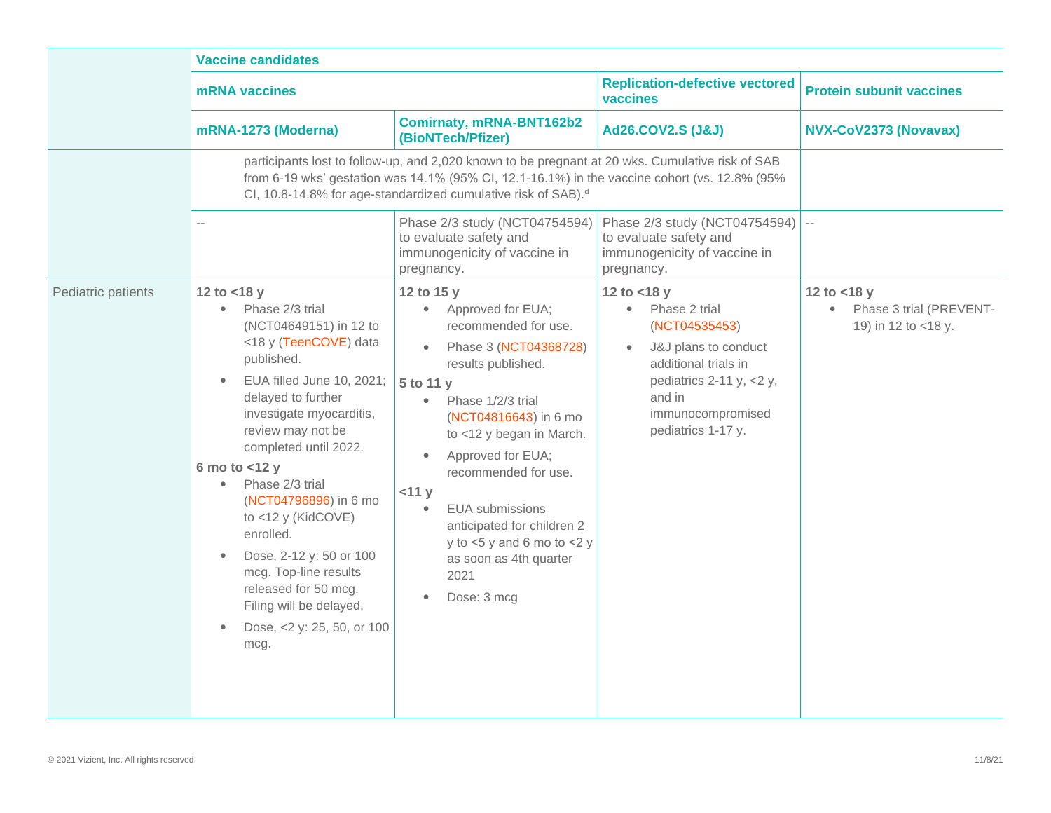| | Vaccine candidates | | | |
|---|---|---|---|---|
| | mRNA vaccines | | Replication-defective vectored vaccines | Protein subunit vaccines |
| | mRNA-1273 (Moderna) | Comirnaty, mRNA-BNT162b2 (BioNTech/Pfizer) | Ad26.COV2.S (J&J) | NVX-CoV2373 (Novavax) |
| | participants lost to follow-up, and 2,020 known to be pregnant at 20 wks. Cumulative risk of SAB from 6-19 wks' gestation was 14.1% (95% CI, 12.1-16.1%) in the vaccine cohort (vs. 12.8% (95% CI, 10.8-14.8% for age-standardized cumulative risk of SAB).[d] | | | |
| | -- | Phase 2/3 study (NCT04754594) to evaluate safety and immunogenicity of vaccine in pregnancy. | Phase 2/3 study (NCT04754594) to evaluate safety and immunogenicity of vaccine in pregnancy. | -- |
| Pediatric patients | **12 to <18 y**<br>• Phase 2/3 trial (NCT04649151) in 12 to <18 y (TeenCOVE) data published.<br>• EUA filled June 10, 2021; delayed to further investigate myocarditis, review may not be completed until 2022.<br>**6 mo to <12 y**<br>• Phase 2/3 trial (NCT04796896) in 6 mo to <12 y (KidCOVE) enrolled.<br>• Dose, 2-12 y: 50 or 100 mcg. Top-line results released for 50 mcg. Filing will be delayed.<br>• Dose, <2 y: 25, 50, or 100 mcg. | **12 to 15 y**<br>• Approved for EUA; recommended for use.<br>• Phase 3 (NCT04368728) results published.<br>**5 to 11 y**<br>• Phase 1/2/3 trial (NCT04816643) in 6 mo to <12 y began in March.<br>• Approved for EUA; recommended for use.<br>**<11 y**<br>• EUA submissions anticipated for children 2 y to <5 y and 6 mo to <2 y as soon as 4th quarter 2021<br>• Dose: 3 mcg | **12 to <18 y**<br>• Phase 2 trial (NCT04535453)<br>• J&J plans to conduct additional trials in pediatrics 2-11 y, <2 y, and in immunocompromised pediatrics 1-17 y. | **12 to <18 y**<br>• Phase 3 trial (PREVENT-19) in 12 to <18 y. |

© 2021 Vizient, Inc. All rights reserved. 11/8/21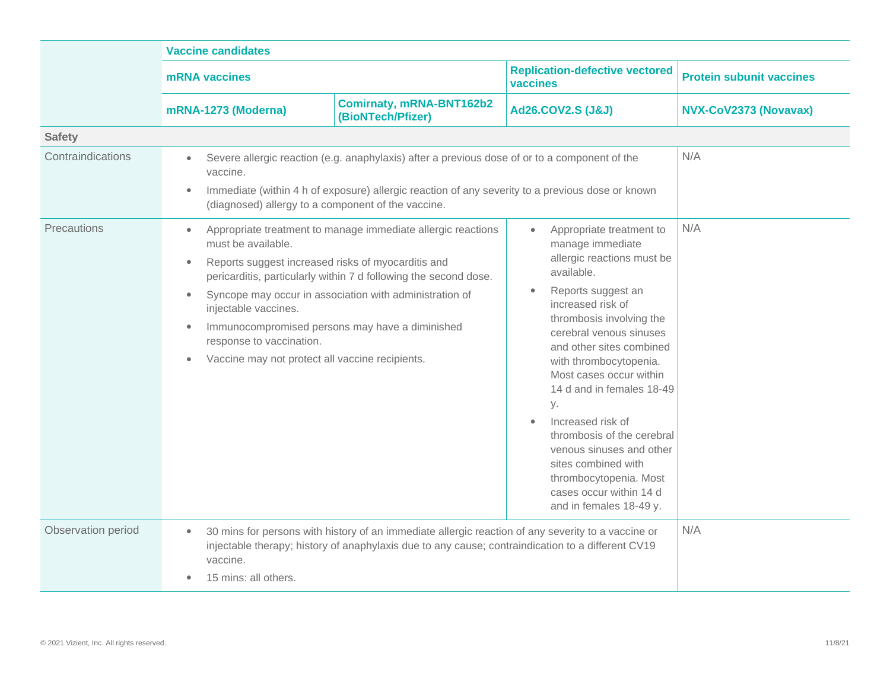| | Vaccine candidates | | | |
|---|---|---|---|---|
| | mRNA vaccines | | Replication-defective vectored vaccines | Protein subunit vaccines |
| | mRNA-1273 (Moderna) | Comirnaty, mRNA-BNT162b2 (BioNTech/Pfizer) | Ad26.COV2.S (J&J) | NVX-CoV2373 (Novavax) |
| **Safety** | | | | |
| Contraindications | • Severe allergic reaction (e.g. anaphylaxis) after a previous dose of or to a component of the vaccine.<br>• Immediate (within 4 h of exposure) allergic reaction of any severity to a previous dose or known (diagnosed) allergy to a component of the vaccine. | | | N/A |
| Precautions | • Appropriate treatment to manage immediate allergic reactions must be available.<br>• Reports suggest increased risks of myocarditis and pericarditis, particularly within 7 d following the second dose.<br>• Syncope may occur in association with administration of injectable vaccines.<br>• Immunocompromised persons may have a diminished response to vaccination.<br>• Vaccine may not protect all vaccine recipients. | | • Appropriate treatment to manage immediate allergic reactions must be available.<br>• Reports suggest an increased risk of thrombosis involving the cerebral venous sinuses and other sites combined with thrombocytopenia. Most cases occur within 14 d and in females 18-49 y.<br>• Increased risk of thrombosis of the cerebral venous sinuses and other sites combined with thrombocytopenia. Most cases occur within 14 d and in females 18-49 y. | N/A |
| Observation period | • 30 mins for persons with history of an immediate allergic reaction of any severity to a vaccine or injectable therapy; history of anaphylaxis due to any cause; contraindication to a different CV19 vaccine.<br>• 15 mins: all others. | | | N/A |

© 2021 Vizient, Inc. All rights reserved.

11/8/21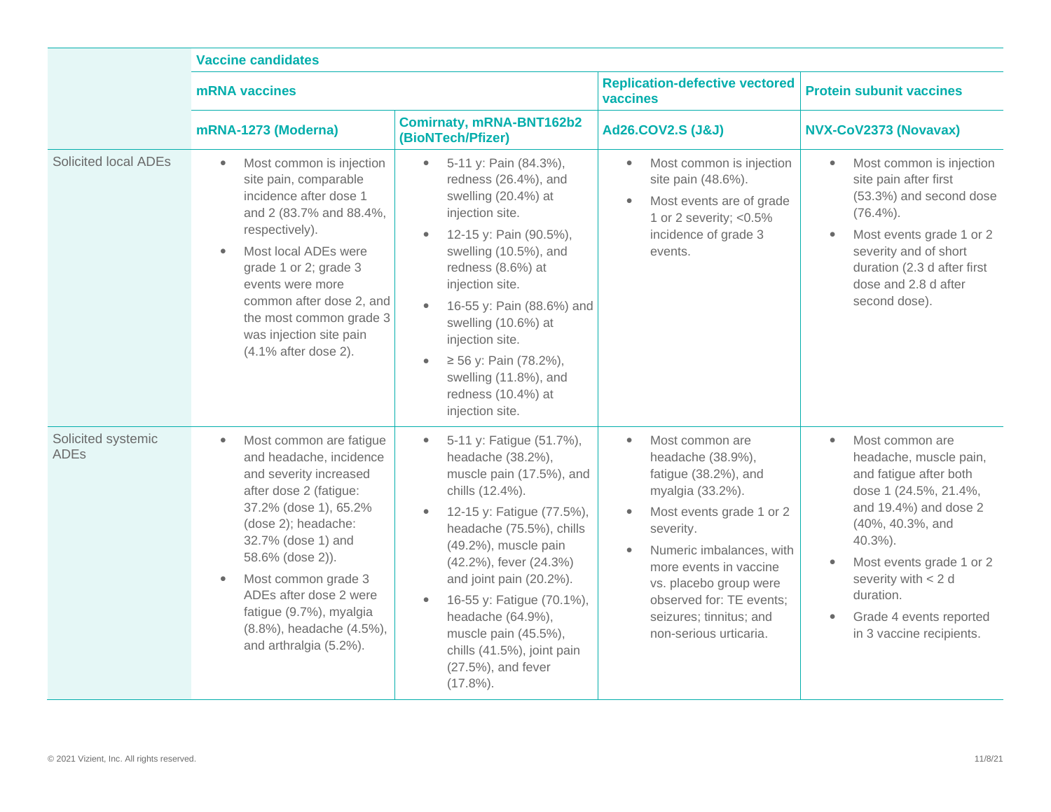| | Vaccine candidates | | | |
|---|---|---|---|---|
| | mRNA vaccines | | Replication-defective vectored vaccines | Protein subunit vaccines |
| | mRNA-1273 (Moderna) | Comirnaty, mRNA-BNT162b2 (BioNTech/Pfizer) | Ad26.COV2.S (J&J) | NVX-CoV2373 (Novavax) |
| Solicited local ADEs | • Most common is injection site pain, comparable incidence after dose 1 and 2 (83.7% and 88.4%, respectively).<br>• Most local ADEs were grade 1 or 2; grade 3 events were more common after dose 2, and the most common grade 3 was injection site pain (4.1% after dose 2). | • 5-11 y: Pain (84.3%), redness (26.4%), and swelling (20.4%) at injection site.<br>• 12-15 y: Pain (90.5%), swelling (10.5%), and redness (8.6%) at injection site.<br>• 16-55 y: Pain (88.6%) and swelling (10.6%) at injection site.<br>• ≥ 56 y: Pain (78.2%), swelling (11.8%), and redness (10.4%) at injection site. | • Most common is injection site pain (48.6%).<br>• Most events are of grade 1 or 2 severity; <0.5% incidence of grade 3 events. | • Most common is injection site pain after first (53.3%) and second dose (76.4%).<br>• Most events grade 1 or 2 severity and of short duration (2.3 d after first dose and 2.8 d after second dose). |
| Solicited systemic ADEs | • Most common are fatigue and headache, incidence and severity increased after dose 2 (fatigue: 37.2% (dose 1), 65.2% (dose 2); headache: 32.7% (dose 1) and 58.6% (dose 2)).<br>• Most common grade 3 ADEs after dose 2 were fatigue (9.7%), myalgia (8.8%), headache (4.5%), and arthralgia (5.2%). | • 5-11 y: Fatigue (51.7%), headache (38.2%), muscle pain (17.5%), and chills (12.4%).<br>• 12-15 y: Fatigue (77.5%), headache (75.5%), chills (49.2%), muscle pain (42.2%), fever (24.3%) and joint pain (20.2%).<br>• 16-55 y: Fatigue (70.1%), headache (64.9%), muscle pain (45.5%), chills (41.5%), joint pain (27.5%), and fever (17.8%). | • Most common are headache (38.9%), fatigue (38.2%), and myalgia (33.2%).<br>• Most events grade 1 or 2 severity.<br>• Numeric imbalances, with more events in vaccine vs. placebo group were observed for: TE events; seizures; tinnitus; and non-serious urticaria. | • Most common are headache, muscle pain, and fatigue after both dose 1 (24.5%, 21.4%, and 19.4%) and dose 2 (40%, 40.3%, and 40.3%).<br>• Most events grade 1 or 2 severity with < 2 d duration.<br>• Grade 4 events reported in 3 vaccine recipients. |

© 2021 Vizient, Inc. All rights reserved.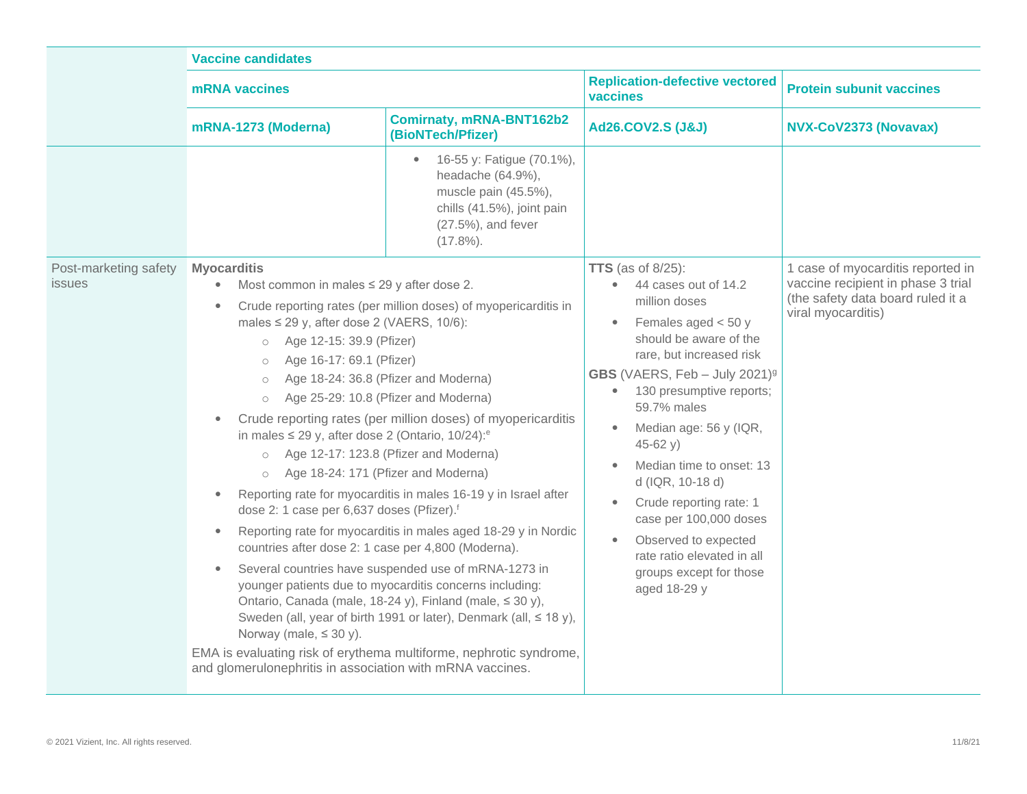| | Vaccine candidates | | | |
|---|---|---|---|---|
| | **mRNA vaccines** | | **Replication-defective vectored vaccines** | **Protein subunit vaccines** |
| | **mRNA-1273 (Moderna)** | **Comirnaty, mRNA-BNT162b2 (BioNTech/Pfizer)** | **Ad26.COV2.S (J&J)** | **NVX-CoV2373 (Novavax)** |
| | | • 16-55 y: Fatigue (70.1%), headache (64.9%), muscle pain (45.5%), chills (41.5%), joint pain (27.5%), and fever (17.8%). | | |
| Post-marketing safety issues | **Myocarditis**<br>• Most common in males ≤ 29 y after dose 2.<br>• Crude reporting rates (per million doses) of myopericarditis in males ≤ 29 y, after dose 2 (VAERS, 10/6):<br>  ○ Age 12-15: 39.9 (Pfizer)<br>  ○ Age 16-17: 69.1 (Pfizer)<br>  ○ Age 18-24: 36.8 (Pfizer and Moderna)<br>  ○ Age 25-29: 10.8 (Pfizer and Moderna)<br>• Crude reporting rates (per million doses) of myopericarditis in males ≤ 29 y, after dose 2 (Ontario, 10/24):[e]<br>  ○ Age 12-17: 123.8 (Pfizer and Moderna)<br>  ○ Age 18-24: 171 (Pfizer and Moderna)<br>• Reporting rate for myocarditis in males 16-19 y in Israel after dose 2: 1 case per 6,637 doses (Pfizer).[f]<br>• Reporting rate for myocarditis in males aged 18-29 y in Nordic countries after dose 2: 1 case per 4,800 (Moderna).<br>• Several countries have suspended use of mRNA-1273 in younger patients due to myocarditis concerns including: Ontario, Canada (male, 18-24 y), Finland (male, ≤ 30 y), Sweden (all, year of birth 1991 or later), Denmark (all, ≤ 18 y), Norway (male, ≤ 30 y).<br>EMA is evaluating risk of erythema multiforme, nephrotic syndrome, and glomerulonephritis in association with mRNA vaccines. | | **TTS** (as of 8/25):<br>• 44 cases out of 14.2 million doses<br>• Females aged < 50 y should be aware of the rare, but increased risk<br>**GBS** (VAERS, Feb – July 2021)[g]<br>• 130 presumptive reports; 59.7% males<br>• Median age: 56 y (IQR, 45-62 y)<br>• Median time to onset: 13 d (IQR, 10-18 d)<br>• Crude reporting rate: 1 case per 100,000 doses<br>• Observed to expected rate ratio elevated in all groups except for those aged 18-29 y | 1 case of myocarditis reported in vaccine recipient in phase 3 trial (the safety data board ruled it a viral myocarditis) |

© 2021 Vizient, Inc. All rights reserved.

11/8/21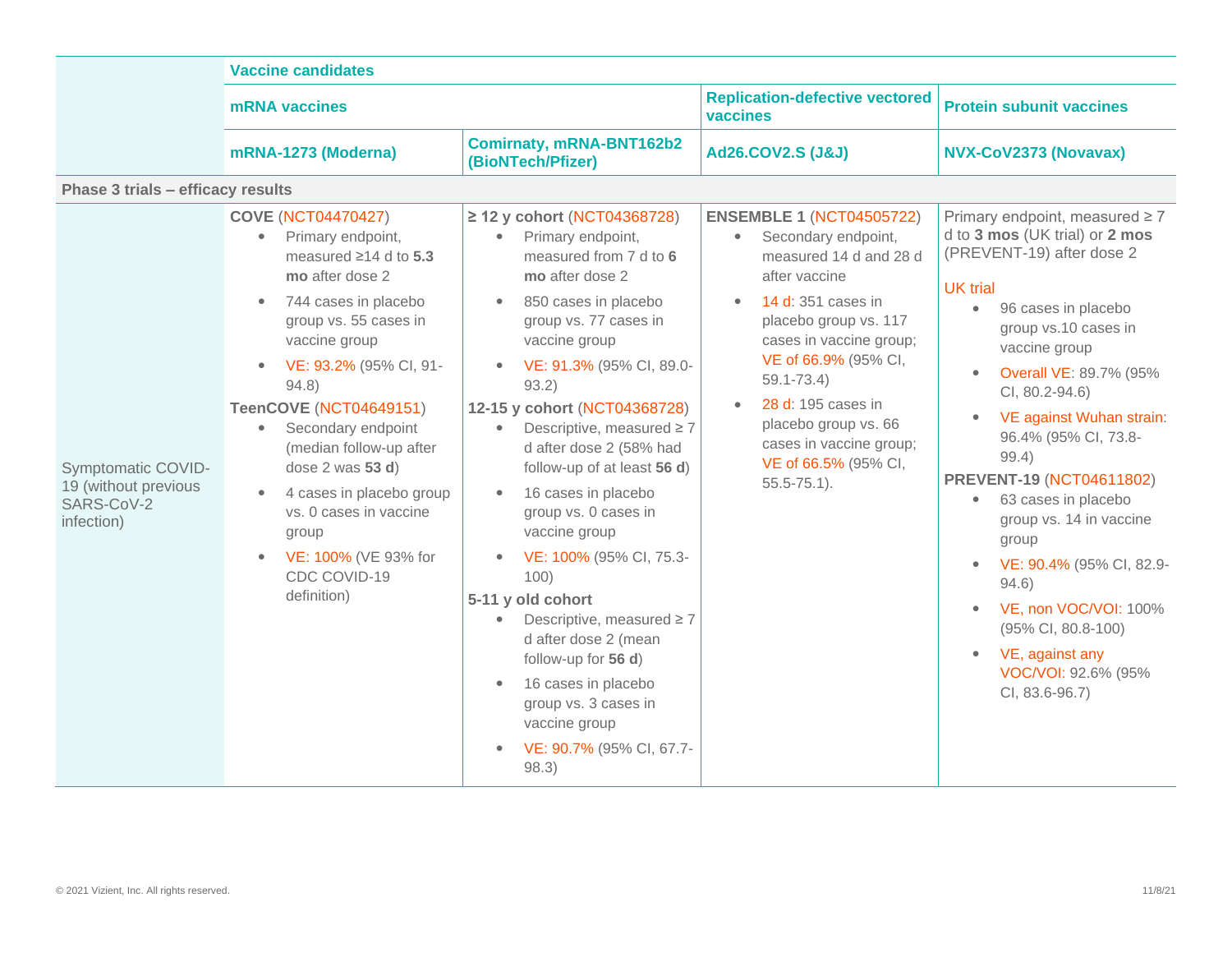| | Vaccine candidates | | | |
|---|---|---|---|---|
| | mRNA vaccines | | Replication-defective vectored vaccines | Protein subunit vaccines |
| | mRNA-1273 (Moderna) | Comirnaty, mRNA-BNT162b2 (BioNTech/Pfizer) | Ad26.COV2.S (J&J) | NVX-CoV2373 (Novavax) |
| **Phase 3 trials – efficacy results** | | | | |
| Symptomatic COVID-19 (without previous SARS-CoV-2 infection) | **COVE** (NCT04470427)<br>• Primary endpoint, measured ≥14 d to **5.3 mo** after dose 2<br>• 744 cases in placebo group vs. 55 cases in vaccine group<br>• VE: 93.2% (95% CI, 91-94.8)<br>**TeenCOVE** (NCT04649151)<br>• Secondary endpoint (median follow-up after dose 2 was **53 d**)<br>• 4 cases in placebo group vs. 0 cases in vaccine group<br>• VE: 100% (VE 93% for CDC COVID-19 definition) | **≥ 12 y cohort** (NCT04368728)<br>• Primary endpoint, measured from 7 d to **6 mo** after dose 2<br>• 850 cases in placebo group vs. 77 cases in vaccine group<br>• VE: 91.3% (95% CI, 89.0-93.2)<br>**12-15 y cohort** (NCT04368728)<br>• Descriptive, measured ≥ 7 d after dose 2 (58% had follow-up of at least **56 d**)<br>• 16 cases in placebo group vs. 0 cases in vaccine group<br>• VE: 100% (95% CI, 75.3-100)<br>**5-11 y old cohort**<br>• Descriptive, measured ≥ 7 d after dose 2 (mean follow-up for **56 d**)<br>• 16 cases in placebo group vs. 3 cases in vaccine group<br>• VE: 90.7% (95% CI, 67.7-98.3) | **ENSEMBLE 1** (NCT04505722)<br>• Secondary endpoint, measured 14 d and 28 d after vaccine<br>• 14 d: 351 cases in placebo group vs. 117 cases in vaccine group; VE of 66.9% (95% CI, 59.1-73.4)<br>• 28 d: 195 cases in placebo group vs. 66 cases in vaccine group; VE of 66.5% (95% CI, 55.5-75.1). | Primary endpoint, measured ≥ 7 d to **3 mos** (UK trial) or **2 mos** (PREVENT-19) after dose 2<br>UK trial<br>• 96 cases in placebo group vs.10 cases in vaccine group<br>• Overall VE: 89.7% (95% CI, 80.2-94.6)<br>• VE against Wuhan strain: 96.4% (95% CI, 73.8-99.4)<br>**PREVENT-19** (NCT04611802)<br>• 63 cases in placebo group vs. 14 in vaccine group<br>• VE: 90.4% (95% CI, 82.9-94.6)<br>• VE, non VOC/VOI: 100% (95% CI, 80.8-100)<br>• VE, against any VOC/VOI: 92.6% (95% CI, 83.6-96.7) |

© 2021 Vizient, Inc. All rights reserved.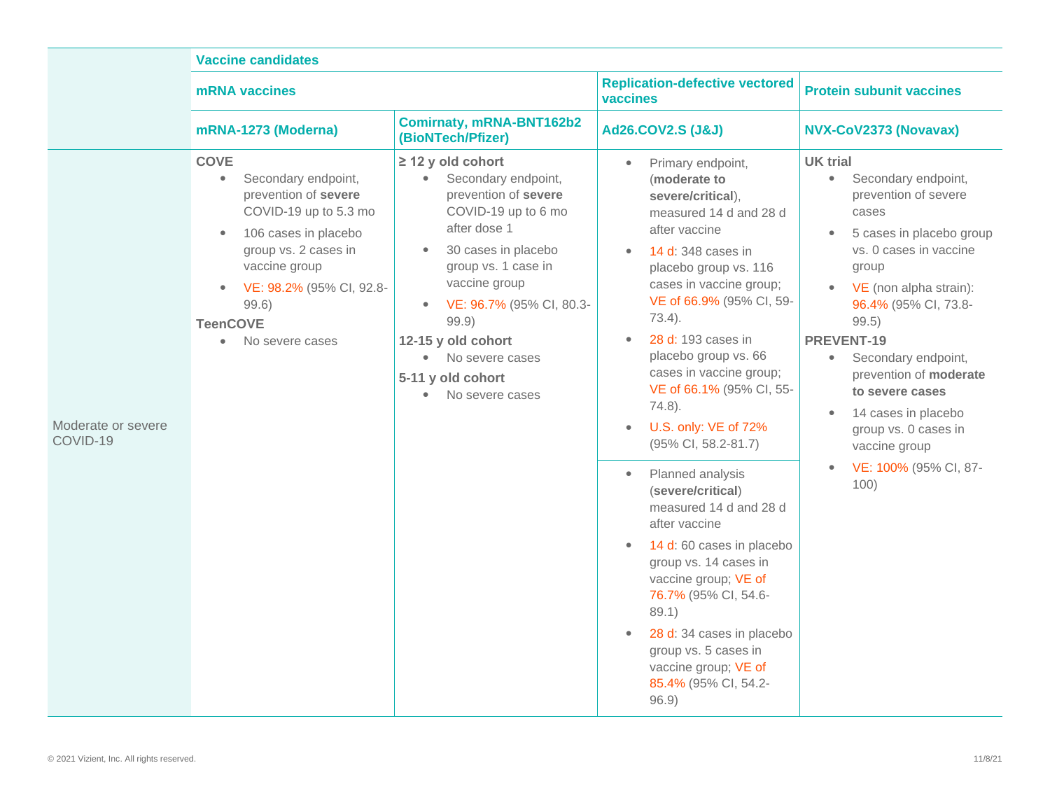| | Vaccine candidates | | | |
|---|---|---|---|---|
| | mRNA vaccines | | Replication-defective vectored vaccines | Protein subunit vaccines |
| | mRNA-1273 (Moderna) | Comirnaty, mRNA-BNT162b2 (BioNTech/Pfizer) | Ad26.COV2.S (J&J) | NVX-CoV2373 (Novavax) |
| Moderate or severe COVID-19 | **COVE**<br>• Secondary endpoint, prevention of **severe** COVID-19 up to 5.3 mo<br>• 106 cases in placebo group vs. 2 cases in vaccine group<br>• VE: 98.2% (95% CI, 92.8-99.6)<br>**TeenCOVE**<br>• No severe cases | **≥ 12 y old cohort**<br>• Secondary endpoint, prevention of **severe** COVID-19 up to 6 mo after dose 1<br>• 30 cases in placebo group vs. 1 case in vaccine group<br>• VE: 96.7% (95% CI, 80.3-99.9)<br>**12-15 y old cohort**<br>• No severe cases<br>**5-11 y old cohort**<br>• No severe cases | • Primary endpoint, (**moderate to severe/critical**), measured 14 d and 28 d after vaccine<br>• 14 d: 348 cases in placebo group vs. 116 cases in vaccine group; VE of 66.9% (95% CI, 59-73.4).<br>• 28 d: 193 cases in placebo group vs. 66 cases in vaccine group; VE of 66.1% (95% CI, 55-74.8).<br>• U.S. only: VE of 72% (95% CI, 58.2-81.7)<br><br>• Planned analysis (**severe/critical**) measured 14 d and 28 d after vaccine<br>• 14 d: 60 cases in placebo group vs. 14 cases in vaccine group; VE of 76.7% (95% CI, 54.6-89.1)<br>• 28 d: 34 cases in placebo group vs. 5 cases in vaccine group; VE of 85.4% (95% CI, 54.2-96.9) | **UK trial**<br>• Secondary endpoint, prevention of severe cases<br>• 5 cases in placebo group vs. 0 cases in vaccine group<br>• VE (non alpha strain): 96.4% (95% CI, 73.8-99.5)<br>**PREVENT-19**<br>• Secondary endpoint, prevention of **moderate to severe cases**<br>• 14 cases in placebo group vs. 0 cases in vaccine group<br>• VE: 100% (95% CI, 87-100) |

© 2021 Vizient, Inc. All rights reserved.

11/8/21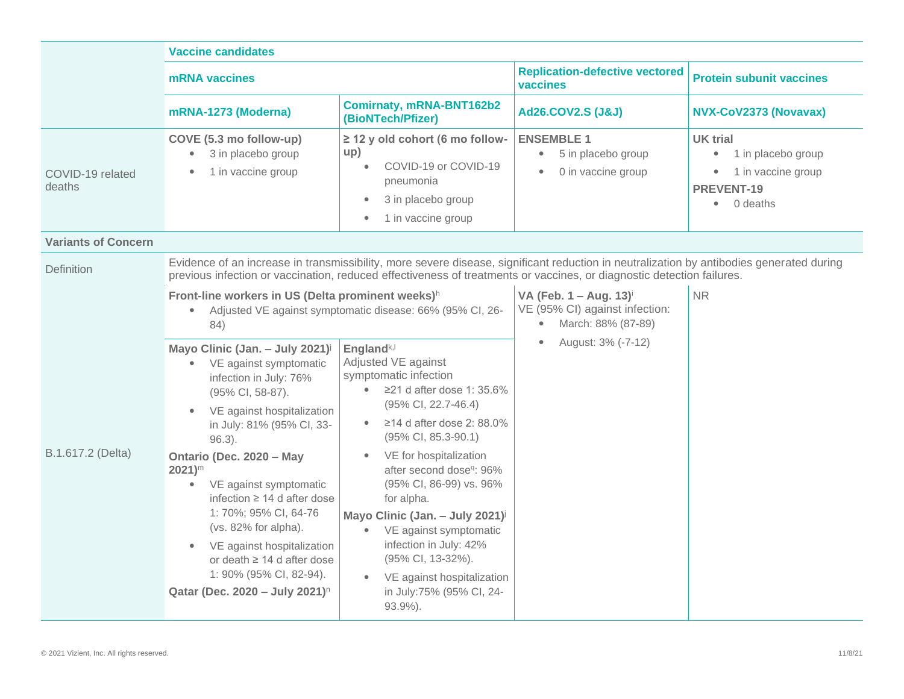| | Vaccine candidates | | | |
|---|---|---|---|---|
| | mRNA vaccines | | Replication-defective vectored vaccines | Protein subunit vaccines |
| | mRNA-1273 (Moderna) | Comirnaty, mRNA-BNT162b2 (BioNTech/Pfizer) | Ad26.COV2.S (J&J) | NVX-CoV2373 (Novavax) |
| COVID-19 related deaths | **COVE (5.3 mo follow-up)**<br>• 3 in placebo group<br>• 1 in vaccine group | **≥ 12 y old cohort (6 mo follow-up)**<br>• COVID-19 or COVID-19 pneumonia<br>• 3 in placebo group<br>• 1 in vaccine group | **ENSEMBLE 1**<br>• 5 in placebo group<br>• 0 in vaccine group | **UK trial**<br>• 1 in placebo group<br>• 1 in vaccine group<br>**PREVENT-19**<br>• 0 deaths |
| **Variants of Concern** | | | | |
| Definition | Evidence of an increase in transmissibility, more severe disease, significant reduction in neutralization by antibodies generated during previous infection or vaccination, reduced effectiveness of treatments or vaccines, or diagnostic detection failures. | | | |
| B.1.617.2 (Delta) | **Front-line workers in US (Delta prominent weeks)**[h]<br>• Adjusted VE against symptomatic disease: 66% (95% CI, 26-84)<br><br>**Mayo Clinic (Jan. – July 2021)**[j]<br>• VE against symptomatic infection in July: 76% (95% CI, 58-87).<br>• VE against hospitalization in July: 81% (95% CI, 33-96.3).<br>**Ontario (Dec. 2020 – May 2021)**[m]<br>• VE against symptomatic infection ≥ 14 d after dose 1: 70%; 95% CI, 64-76 (vs. 82% for alpha).<br>• VE against hospitalization or death ≥ 14 d after dose 1: 90% (95% CI, 82-94).<br>**Qatar (Dec. 2020 – July 2021)**[n] | **Front-line workers in US (Delta prominent weeks)**[h]<br>• Adjusted VE against symptomatic disease: 66% (95% CI, 26-84)<br><br>**England**[k,l]<br>Adjusted VE against symptomatic infection<br>• ≥21 d after dose 1: 35.6% (95% CI, 22.7-46.4)<br>• ≥14 d after dose 2: 88.0% (95% CI, 85.3-90.1)<br>• VE for hospitalization after second dose[q]: 96% (95% CI, 86-99) vs. 96% for alpha.<br>**Mayo Clinic (Jan. – July 2021)**[j]<br>• VE against symptomatic infection in July: 42% (95% CI, 13-32%).<br>• VE against hospitalization in July:75% (95% CI, 24-93.9%). | **VA (Feb. 1 – Aug. 13)**[i]<br>VE (95% CI) against infection:<br>• March: 88% (87-89)<br>• August: 3% (-7-12) | NR |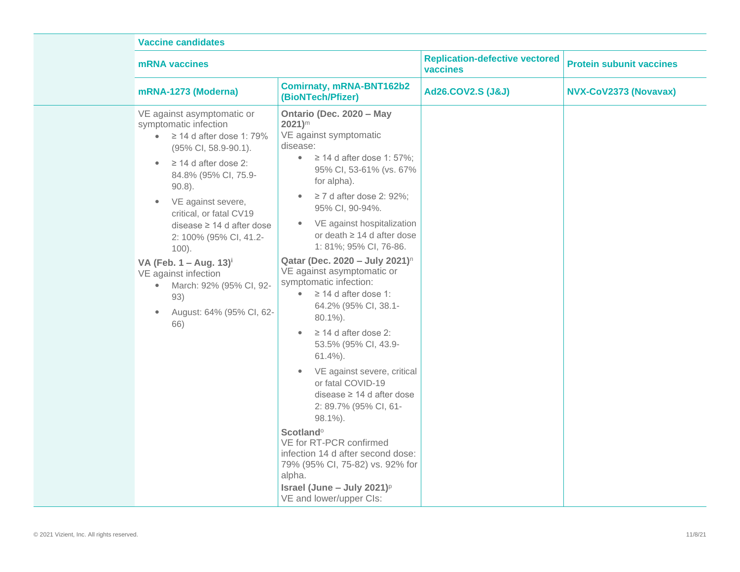| | Vaccine candidates | | | |
|---|---|---|---|---|
| | mRNA vaccines | | Replication-defective vectored vaccines | Protein subunit vaccines |
| | mRNA-1273 (Moderna) | Comirnaty, mRNA-BNT162b2 (BioNTech/Pfizer) | Ad26.COV2.S (J&J) | NVX-CoV2373 (Novavax) |
| | VE against asymptomatic or symptomatic infection<br>• ≥ 14 d after dose 1: 79% (95% CI, 58.9-90.1).<br>• ≥ 14 d after dose 2: 84.8% (95% CI, 75.9-90.8).<br>• VE against severe, critical, or fatal CV19 disease ≥ 14 d after dose 2: 100% (95% CI, 41.2-100).<br>**VA (Feb. 1 – Aug. 13)**[i]<br>VE against infection<br>• March: 92% (95% CI, 92-93)<br>• August: 64% (95% CI, 62-66) | **Ontario (Dec. 2020 – May 2021)**[m]<br>VE against symptomatic disease:<br>• ≥ 14 d after dose 1: 57%; 95% CI, 53-61% (vs. 67% for alpha).<br>• ≥ 7 d after dose 2: 92%; 95% CI, 90-94%.<br>• VE against hospitalization or death ≥ 14 d after dose 1: 81%; 95% CI, 76-86.<br>**Qatar (Dec. 2020 – July 2021)**[n]<br>VE against asymptomatic or symptomatic infection:<br>• ≥ 14 d after dose 1: 64.2% (95% CI, 38.1-80.1%).<br>• ≥ 14 d after dose 2: 53.5% (95% CI, 43.9-61.4%).<br>• VE against severe, critical or fatal COVID-19 disease ≥ 14 d after dose 2: 89.7% (95% CI, 61-98.1%).<br>**Scotland**[o]<br>VE for RT-PCR confirmed infection 14 d after second dose: 79% (95% CI, 75-82) vs. 92% for alpha.<br>**Israel (June – July 2021)**[p]<br>VE and lower/upper CIs: | | |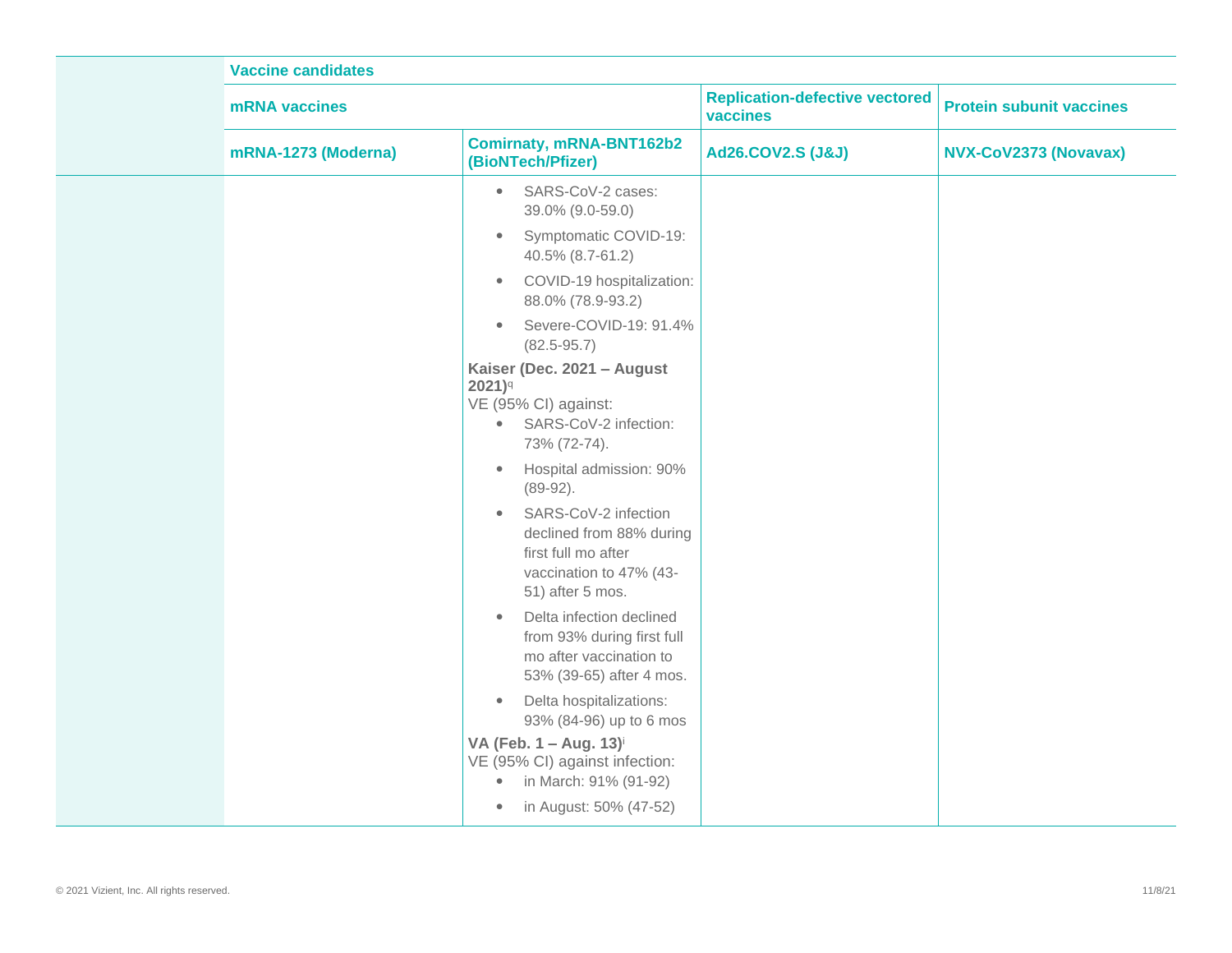| | Vaccine candidates | | | |
|---|---|---|---|---|
| | mRNA vaccines | | Replication-defective vectored vaccines | Protein subunit vaccines |
| | mRNA-1273 (Moderna) | Comirnaty, mRNA-BNT162b2 (BioNTech/Pfizer) | Ad26.COV2.S (J&J) | NVX-CoV2373 (Novavax) |
| | | • SARS-CoV-2 cases: 39.0% (9.0-59.0)<br>• Symptomatic COVID-19: 40.5% (8.7-61.2)<br>• COVID-19 hospitalization: 88.0% (78.9-93.2)<br>• Severe-COVID-19: 91.4% (82.5-95.7)<br>**Kaiser (Dec. 2021 – August 2021)**[q]<br>VE (95% CI) against:<br>• SARS-CoV-2 infection: 73% (72-74).<br>• Hospital admission: 90% (89-92).<br>• SARS-CoV-2 infection declined from 88% during first full mo after vaccination to 47% (43-51) after 5 mos.<br>• Delta infection declined from 93% during first full mo after vaccination to 53% (39-65) after 4 mos.<br>• Delta hospitalizations: 93% (84-96) up to 6 mos<br>**VA (Feb. 1 – Aug. 13)**[i]<br>VE (95% CI) against infection:<br>• in March: 91% (91-92)<br>• in August: 50% (47-52) | | |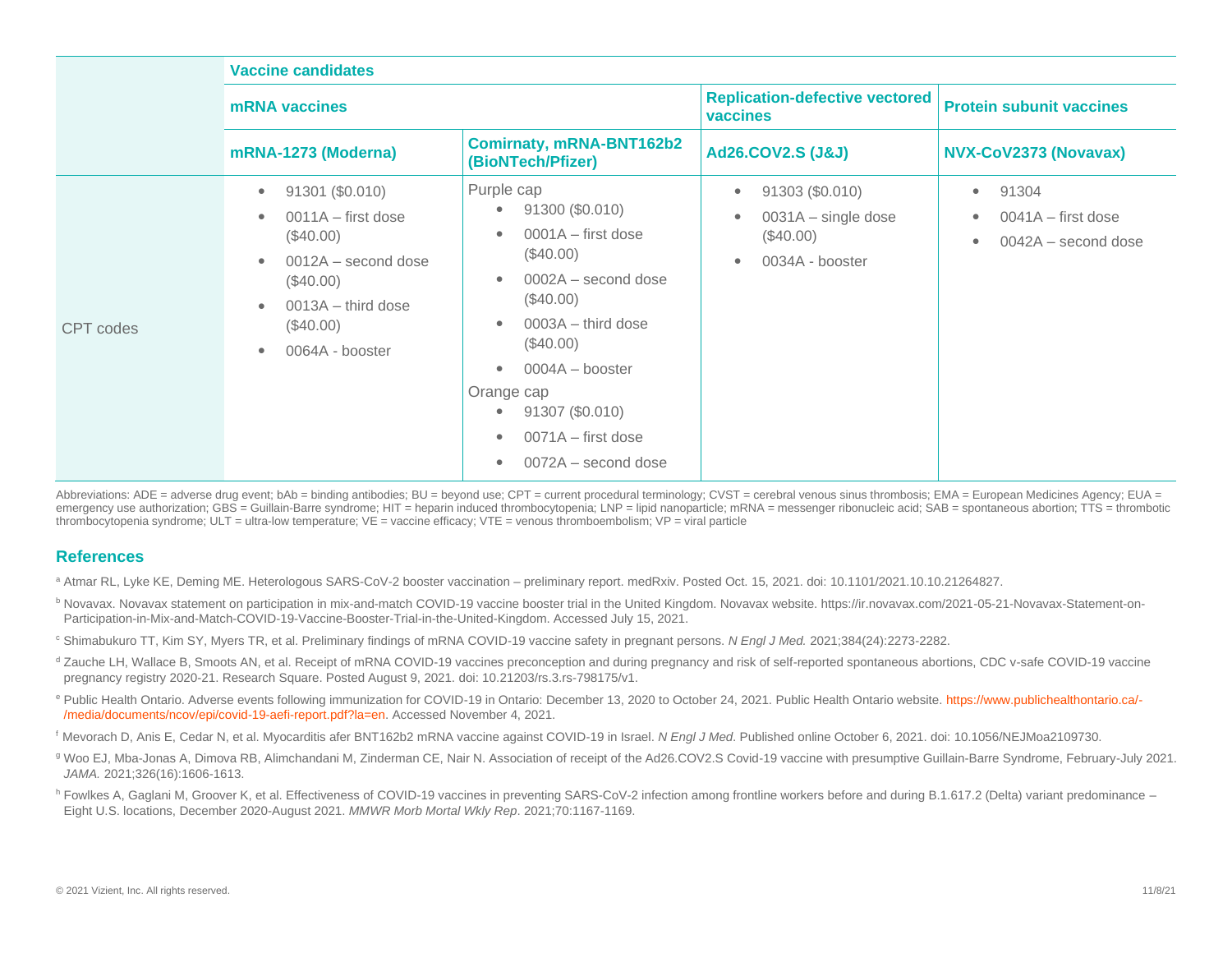| | Vaccine candidates | | | |
|---|---|---|---|---|
| | mRNA vaccines | | Replication-defective vectored vaccines | Protein subunit vaccines |
| | mRNA-1273 (Moderna) | Comirnaty, mRNA-BNT162b2 (BioNTech/Pfizer) | Ad26.COV2.S (J&J) | NVX-CoV2373 (Novavax) |
| CPT codes | • 91301 ($0.010)<br>• 0011A – first dose ($40.00)<br>• 0012A – second dose ($40.00)<br>• 0013A – third dose ($40.00)<br>• 0064A - booster | Purple cap<br>• 91300 ($0.010)<br>• 0001A – first dose ($40.00)<br>• 0002A – second dose ($40.00)<br>• 0003A – third dose ($40.00)<br>• 0004A – booster<br>Orange cap<br>• 91307 ($0.010)<br>• 0071A – first dose<br>• 0072A – second dose | • 91303 ($0.010)<br>• 0031A – single dose ($40.00)<br>• 0034A - booster | • 91304<br>• 0041A – first dose<br>• 0042A – second dose |

Abbreviations: ADE = adverse drug event; bAb = binding antibodies; BU = beyond use; CPT = current procedural terminology; CVST = cerebral venous sinus thrombosis; EMA = European Medicines Agency; EUA = emergency use authorization; GBS = Guillain-Barre syndrome; HIT = heparin induced thrombocytopenia; LNP = lipid nanoparticle; mRNA = messenger ribonucleic acid; SAB = spontaneous abortion; TTS = thrombotic thrombocytopenia syndrome; ULT = ultra-low temperature; VE = vaccine efficacy; VTE = venous thromboembolism; VP = viral particle

## References

[a] Atmar RL, Lyke KE, Deming ME. Heterologous SARS-CoV-2 booster vaccination – preliminary report. medRxiv. Posted Oct. 15, 2021. doi: 10.1101/2021.10.10.21264827.

[b] Novavax. Novavax statement on participation in mix-and-match COVID-19 vaccine booster trial in the United Kingdom. Novavax website. https://ir.novavax.com/2021-05-21-Novavax-Statement-on-Participation-in-Mix-and-Match-COVID-19-Vaccine-Booster-Trial-in-the-United-Kingdom. Accessed July 15, 2021.

[c] Shimabukuro TT, Kim SY, Myers TR, et al. Preliminary findings of mRNA COVID-19 vaccine safety in pregnant persons. *N Engl J Med.* 2021;384(24):2273-2282.

[d] Zauche LH, Wallace B, Smoots AN, et al. Receipt of mRNA COVID-19 vaccines preconception and during pregnancy and risk of self-reported spontaneous abortions, CDC v-safe COVID-19 vaccine pregnancy registry 2020-21. Research Square. Posted August 9, 2021. doi: 10.21203/rs.3.rs-798175/v1.

[e] Public Health Ontario. Adverse events following immunization for COVID-19 in Ontario: December 13, 2020 to October 24, 2021. Public Health Ontario website. https://www.publichealthontario.ca/-/media/documents/ncov/epi/covid-19-aefi-report.pdf?la=en. Accessed November 4, 2021.

[f] Mevorach D, Anis E, Cedar N, et al. Myocarditis afer BNT162b2 mRNA vaccine against COVID-19 in Israel. *N Engl J Med*. Published online October 6, 2021. doi: 10.1056/NEJMoa2109730.

[g] Woo EJ, Mba-Jonas A, Dimova RB, Alimchandani M, Zinderman CE, Nair N. Association of receipt of the Ad26.COV2.S Covid-19 vaccine with presumptive Guillain-Barre Syndrome, February-July 2021. *JAMA.* 2021;326(16):1606-1613.

[h] Fowlkes A, Gaglani M, Groover K, et al. Effectiveness of COVID-19 vaccines in preventing SARS-CoV-2 infection among frontline workers before and during B.1.617.2 (Delta) variant predominance – Eight U.S. locations, December 2020-August 2021. *MMWR Morb Mortal Wkly Rep*. 2021;70:1167-1169.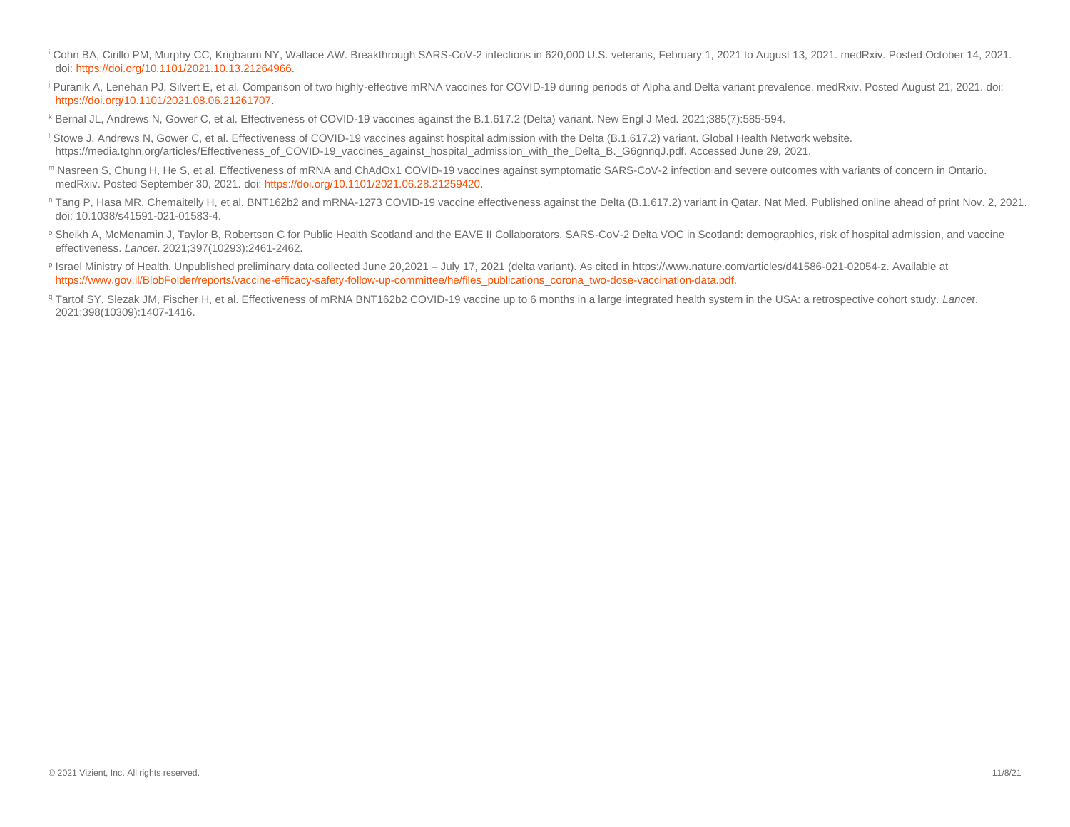[i] Cohn BA, Cirillo PM, Murphy CC, Krigbaum NY, Wallace AW. Breakthrough SARS-CoV-2 infections in 620,000 U.S. veterans, February 1, 2021 to August 13, 2021. medRxiv. Posted October 14, 2021. doi: https://doi.org/10.1101/2021.10.13.21264966.

[j] Puranik A, Lenehan PJ, Silvert E, et al. Comparison of two highly-effective mRNA vaccines for COVID-19 during periods of Alpha and Delta variant prevalence. medRxiv. Posted August 21, 2021. doi: https://doi.org/10.1101/2021.08.06.21261707.

[k] Bernal JL, Andrews N, Gower C, et al. Effectiveness of COVID-19 vaccines against the B.1.617.2 (Delta) variant. New Engl J Med. 2021;385(7):585-594.

[l] Stowe J, Andrews N, Gower C, et al. Effectiveness of COVID-19 vaccines against hospital admission with the Delta (B.1.617.2) variant. Global Health Network website. https://media.tghn.org/articles/Effectiveness_of_COVID-19_vaccines_against_hospital_admission_with_the_Delta_B._G6gnnqJ.pdf. Accessed June 29, 2021.

[m] Nasreen S, Chung H, He S, et al. Effectiveness of mRNA and ChAdOx1 COVID-19 vaccines against symptomatic SARS-CoV-2 infection and severe outcomes with variants of concern in Ontario. medRxiv. Posted September 30, 2021. doi: https://doi.org/10.1101/2021.06.28.21259420.

[n] Tang P, Hasa MR, Chemaitelly H, et al. BNT162b2 and mRNA-1273 COVID-19 vaccine effectiveness against the Delta (B.1.617.2) variant in Qatar. Nat Med. Published online ahead of print Nov. 2, 2021. doi: 10.1038/s41591-021-01583-4.

[o] Sheikh A, McMenamin J, Taylor B, Robertson C for Public Health Scotland and the EAVE II Collaborators. SARS-CoV-2 Delta VOC in Scotland: demographics, risk of hospital admission, and vaccine effectiveness. *Lancet*. 2021;397(10293):2461-2462.

[p] Israel Ministry of Health. Unpublished preliminary data collected June 20,2021 – July 17, 2021 (delta variant). As cited in https://www.nature.com/articles/d41586-021-02054-z. Available at https://www.gov.il/BlobFolder/reports/vaccine-efficacy-safety-follow-up-committee/he/files_publications_corona_two-dose-vaccination-data.pdf.

[q] Tartof SY, Slezak JM, Fischer H, et al. Effectiveness of mRNA BNT162b2 COVID-19 vaccine up to 6 months in a large integrated health system in the USA: a retrospective cohort study. *Lancet*. 2021;398(10309):1407-1416.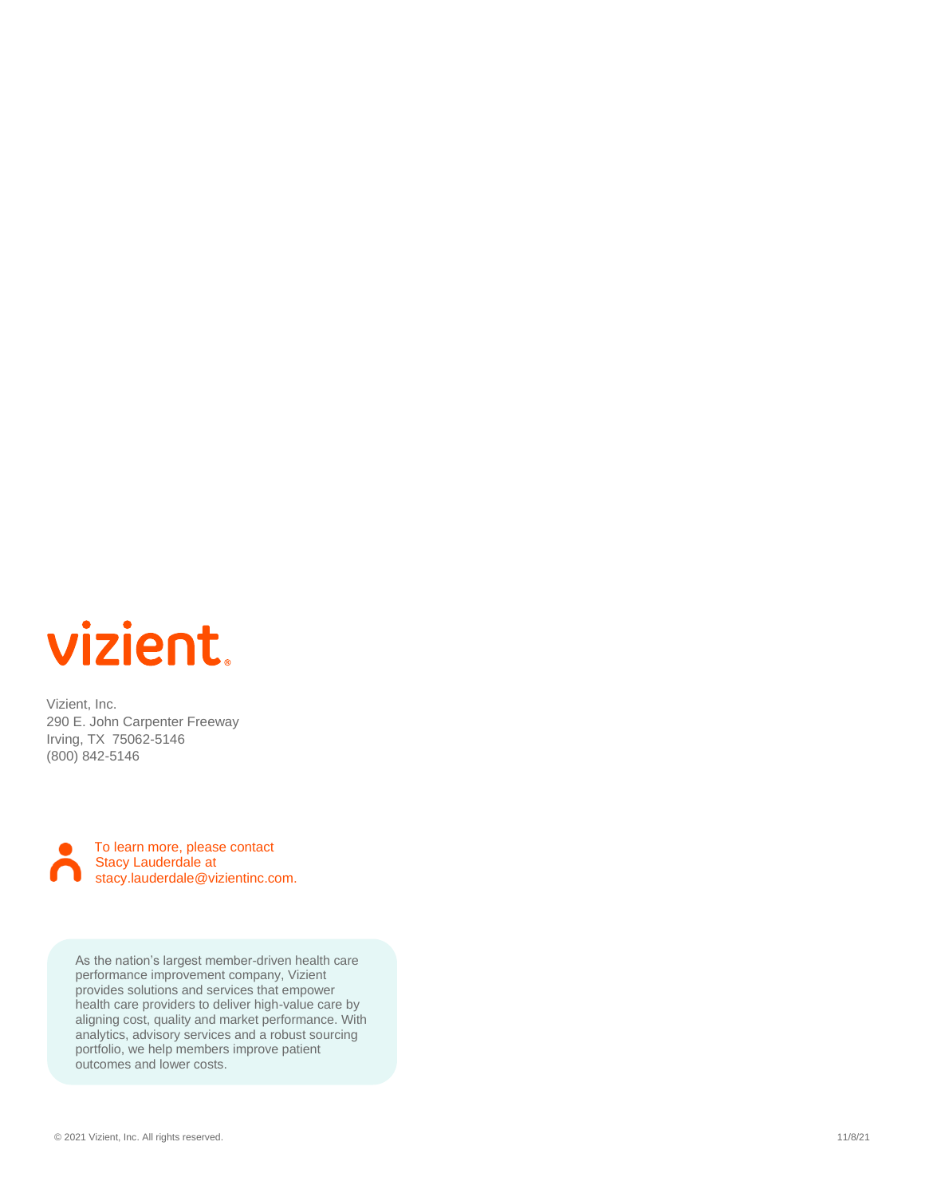vizient

Vizient, Inc.
290 E. John Carpenter Freeway
Irving, TX 75062-5146
(800) 842-5146

To learn more, please contact Stacy Lauderdale at stacy.lauderdale@vizientinc.com.

As the nation's largest member-driven health care performance improvement company, Vizient provides solutions and services that empower health care providers to deliver high-value care by aligning cost, quality and market performance. With analytics, advisory services and a robust sourcing portfolio, we help members improve patient outcomes and lower costs.

© 2021 Vizient, Inc. All rights reserved.

11/8/21